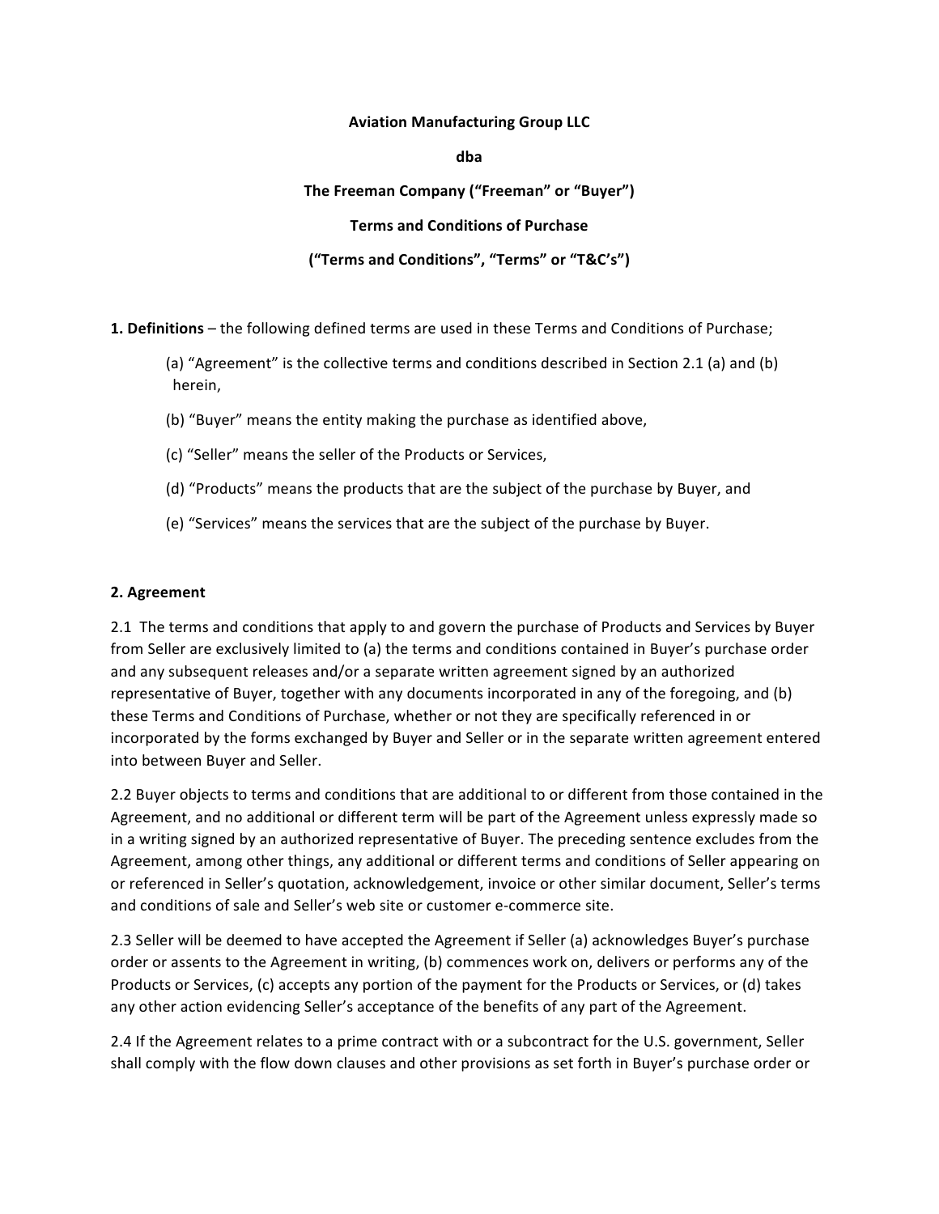**Aviation Manufacturing Group LLC**

**dba**

**The Freeman Company ("Freeman" or "Buyer")**

**Terms and Conditions of Purchase**

**("Terms and Conditions", "Terms" or "T&C's")**

**1. Definitions** – the following defined terms are used in these Terms and Conditions of Purchase;

(a) "Agreement" is the collective terms and conditions described in Section 2.1 (a) and (b) herein,

(b) "Buyer" means the entity making the purchase as identified above,

(c) "Seller" means the seller of the Products or Services,

(d) "Products" means the products that are the subject of the purchase by Buyer, and

(e) "Services" means the services that are the subject of the purchase by Buyer.

**2. Agreement**

2.1 The terms and conditions that apply to and govern the purchase of Products and Services by Buyer from Seller are exclusively limited to (a) the terms and conditions contained in Buyer's purchase order and any subsequent releases and/or a separate written agreement signed by an authorized representative of Buyer, together with any documents incorporated in any of the foregoing, and (b) these Terms and Conditions of Purchase, whether or not they are specifically referenced in or incorporated by the forms exchanged by Buyer and Seller or in the separate written agreement entered into between Buyer and Seller.

2.2 Buyer objects to terms and conditions that are additional to or different from those contained in the Agreement, and no additional or different term will be part of the Agreement unless expressly made so in a writing signed by an authorized representative of Buyer. The preceding sentence excludes from the Agreement, among other things, any additional or different terms and conditions of Seller appearing on or referenced in Seller's quotation, acknowledgement, invoice or other similar document, Seller's terms and conditions of sale and Seller's web site or customer e-commerce site.

2.3 Seller will be deemed to have accepted the Agreement if Seller (a) acknowledges Buyer's purchase order or assents to the Agreement in writing, (b) commences work on, delivers or performs any of the Products or Services, (c) accepts any portion of the payment for the Products or Services, or (d) takes any other action evidencing Seller's acceptance of the benefits of any part of the Agreement.

2.4 If the Agreement relates to a prime contract with or a subcontract for the U.S. government, Seller shall comply with the flow down clauses and other provisions as set forth in Buyer's purchase order or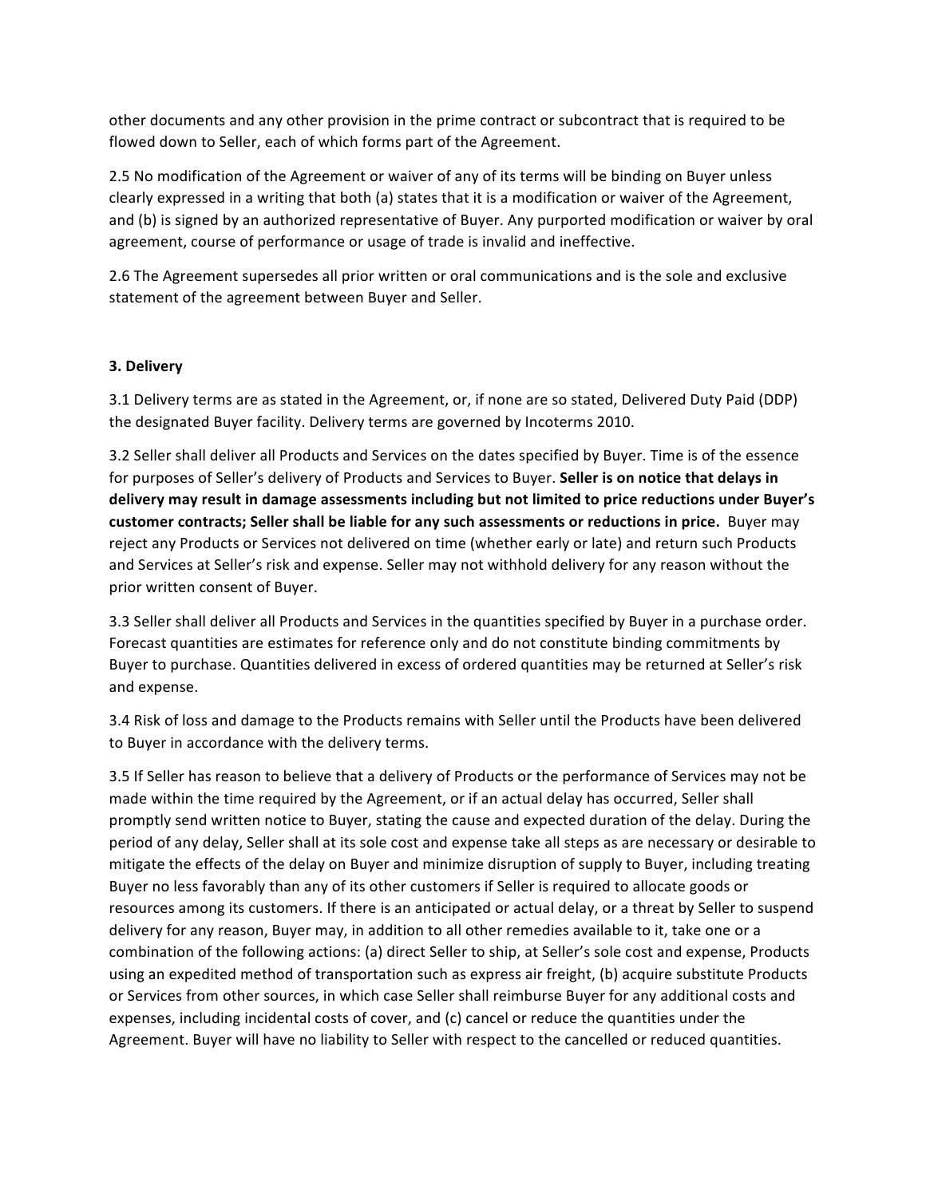other documents and any other provision in the prime contract or subcontract that is required to be flowed down to Seller, each of which forms part of the Agreement.

2.5 No modification of the Agreement or waiver of any of its terms will be binding on Buyer unless clearly expressed in a writing that both (a) states that it is a modification or waiver of the Agreement, and (b) is signed by an authorized representative of Buyer. Any purported modification or waiver by oral agreement, course of performance or usage of trade is invalid and ineffective.

2.6 The Agreement supersedes all prior written or oral communications and is the sole and exclusive statement of the agreement between Buyer and Seller.

**3. Delivery**

3.1 Delivery terms are as stated in the Agreement, or, if none are so stated, Delivered Duty Paid (DDP) the designated Buyer facility. Delivery terms are governed by Incoterms 2010.

3.2 Seller shall deliver all Products and Services on the dates specified by Buyer. Time is of the essence for purposes of Seller's delivery of Products and Services to Buyer. **Seller is on notice that delays in delivery may result in damage assessments including but not limited to price reductions under Buyer's customer contracts; Seller shall be liable for any such assessments or reductions in price.** Buyer may reject any Products or Services not delivered on time (whether early or late) and return such Products and Services at Seller's risk and expense. Seller may not withhold delivery for any reason without the prior written consent of Buyer.

3.3 Seller shall deliver all Products and Services in the quantities specified by Buyer in a purchase order. Forecast quantities are estimates for reference only and do not constitute binding commitments by Buyer to purchase. Quantities delivered in excess of ordered quantities may be returned at Seller's risk and expense.

3.4 Risk of loss and damage to the Products remains with Seller until the Products have been delivered to Buyer in accordance with the delivery terms.

3.5 If Seller has reason to believe that a delivery of Products or the performance of Services may not be made within the time required by the Agreement, or if an actual delay has occurred, Seller shall promptly send written notice to Buyer, stating the cause and expected duration of the delay. During the period of any delay, Seller shall at its sole cost and expense take all steps as are necessary or desirable to mitigate the effects of the delay on Buyer and minimize disruption of supply to Buyer, including treating Buyer no less favorably than any of its other customers if Seller is required to allocate goods or resources among its customers. If there is an anticipated or actual delay, or a threat by Seller to suspend delivery for any reason, Buyer may, in addition to all other remedies available to it, take one or a combination of the following actions: (a) direct Seller to ship, at Seller's sole cost and expense, Products using an expedited method of transportation such as express air freight, (b) acquire substitute Products or Services from other sources, in which case Seller shall reimburse Buyer for any additional costs and expenses, including incidental costs of cover, and (c) cancel or reduce the quantities under the Agreement. Buyer will have no liability to Seller with respect to the cancelled or reduced quantities.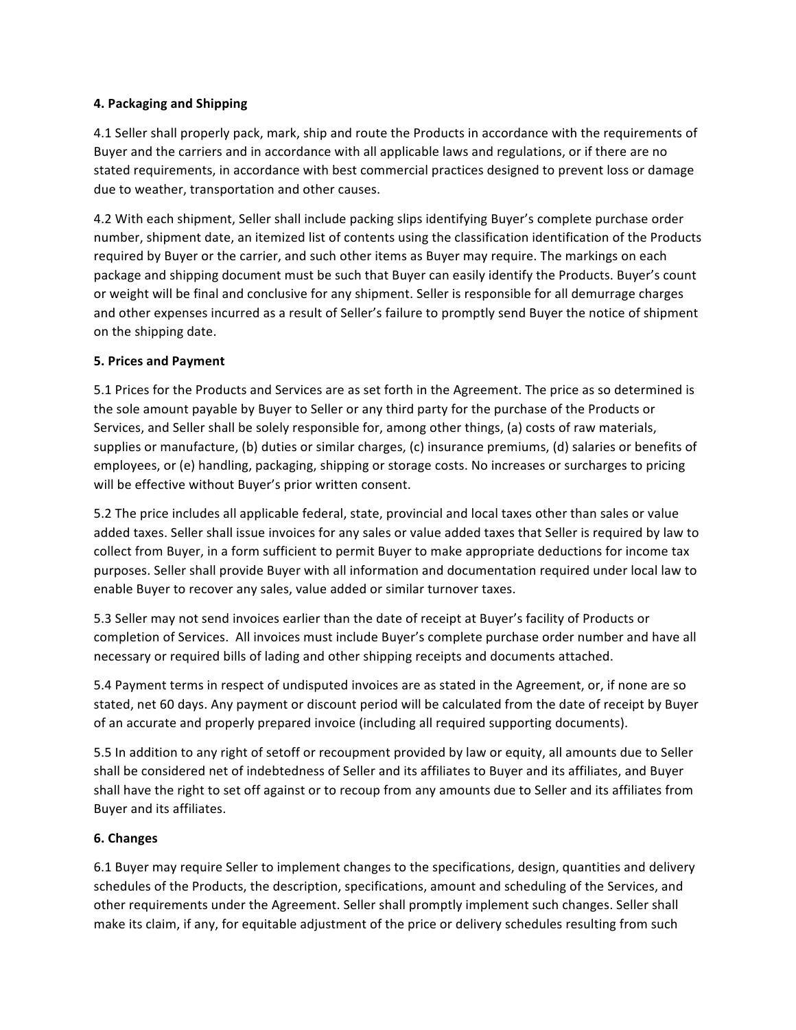**4. Packaging and Shipping**

4.1 Seller shall properly pack, mark, ship and route the Products in accordance with the requirements of Buyer and the carriers and in accordance with all applicable laws and regulations, or if there are no stated requirements, in accordance with best commercial practices designed to prevent loss or damage due to weather, transportation and other causes.

4.2 With each shipment, Seller shall include packing slips identifying Buyer's complete purchase order number, shipment date, an itemized list of contents using the classification identification of the Products required by Buyer or the carrier, and such other items as Buyer may require. The markings on each package and shipping document must be such that Buyer can easily identify the Products. Buyer's count or weight will be final and conclusive for any shipment. Seller is responsible for all demurrage charges and other expenses incurred as a result of Seller's failure to promptly send Buyer the notice of shipment on the shipping date.

**5. Prices and Payment**

5.1 Prices for the Products and Services are as set forth in the Agreement. The price as so determined is the sole amount payable by Buyer to Seller or any third party for the purchase of the Products or Services, and Seller shall be solely responsible for, among other things, (a) costs of raw materials, supplies or manufacture, (b) duties or similar charges, (c) insurance premiums, (d) salaries or benefits of employees, or (e) handling, packaging, shipping or storage costs. No increases or surcharges to pricing will be effective without Buyer's prior written consent.

5.2 The price includes all applicable federal, state, provincial and local taxes other than sales or value added taxes. Seller shall issue invoices for any sales or value added taxes that Seller is required by law to collect from Buyer, in a form sufficient to permit Buyer to make appropriate deductions for income tax purposes. Seller shall provide Buyer with all information and documentation required under local law to enable Buyer to recover any sales, value added or similar turnover taxes.

5.3 Seller may not send invoices earlier than the date of receipt at Buyer's facility of Products or completion of Services. All invoices must include Buyer's complete purchase order number and have all necessary or required bills of lading and other shipping receipts and documents attached.

5.4 Payment terms in respect of undisputed invoices are as stated in the Agreement, or, if none are so stated, net 60 days. Any payment or discount period will be calculated from the date of receipt by Buyer of an accurate and properly prepared invoice (including all required supporting documents).

5.5 In addition to any right of setoff or recoupment provided by law or equity, all amounts due to Seller shall be considered net of indebtedness of Seller and its affiliates to Buyer and its affiliates, and Buyer shall have the right to set off against or to recoup from any amounts due to Seller and its affiliates from Buyer and its affiliates.

**6. Changes**

6.1 Buyer may require Seller to implement changes to the specifications, design, quantities and delivery schedules of the Products, the description, specifications, amount and scheduling of the Services, and other requirements under the Agreement. Seller shall promptly implement such changes. Seller shall make its claim, if any, for equitable adjustment of the price or delivery schedules resulting from such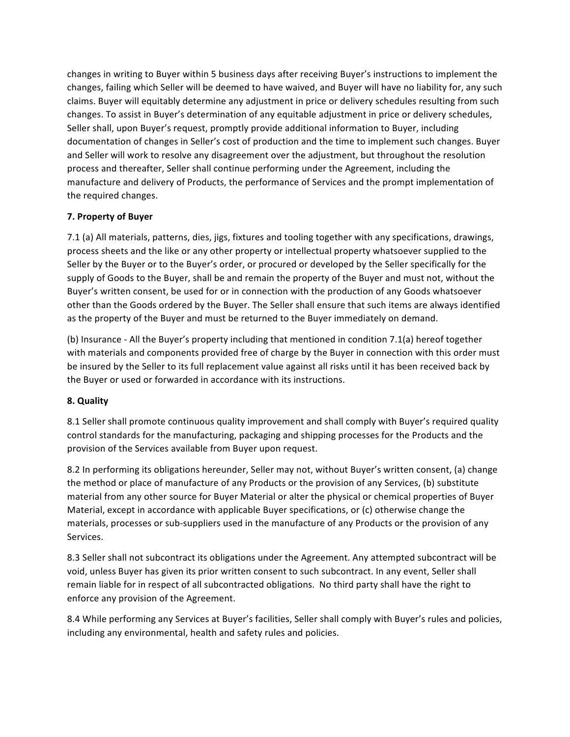changes in writing to Buyer within 5 business days after receiving Buyer's instructions to implement the changes, failing which Seller will be deemed to have waived, and Buyer will have no liability for, any such claims. Buyer will equitably determine any adjustment in price or delivery schedules resulting from such changes. To assist in Buyer's determination of any equitable adjustment in price or delivery schedules, Seller shall, upon Buyer's request, promptly provide additional information to Buyer, including documentation of changes in Seller's cost of production and the time to implement such changes. Buyer and Seller will work to resolve any disagreement over the adjustment, but throughout the resolution process and thereafter, Seller shall continue performing under the Agreement, including the manufacture and delivery of Products, the performance of Services and the prompt implementation of the required changes.

**7. Property of Buyer**

7.1 (a) All materials, patterns, dies, jigs, fixtures and tooling together with any specifications, drawings, process sheets and the like or any other property or intellectual property whatsoever supplied to the Seller by the Buyer or to the Buyer's order, or procured or developed by the Seller specifically for the supply of Goods to the Buyer, shall be and remain the property of the Buyer and must not, without the Buyer's written consent, be used for or in connection with the production of any Goods whatsoever other than the Goods ordered by the Buyer. The Seller shall ensure that such items are always identified as the property of the Buyer and must be returned to the Buyer immediately on demand.

(b) Insurance - All the Buyer's property including that mentioned in condition 7.1(a) hereof together with materials and components provided free of charge by the Buyer in connection with this order must be insured by the Seller to its full replacement value against all risks until it has been received back by the Buyer or used or forwarded in accordance with its instructions.

**8. Quality**

8.1 Seller shall promote continuous quality improvement and shall comply with Buyer's required quality control standards for the manufacturing, packaging and shipping processes for the Products and the provision of the Services available from Buyer upon request.

8.2 In performing its obligations hereunder, Seller may not, without Buyer's written consent, (a) change the method or place of manufacture of any Products or the provision of any Services, (b) substitute material from any other source for Buyer Material or alter the physical or chemical properties of Buyer Material, except in accordance with applicable Buyer specifications, or (c) otherwise change the materials, processes or sub-suppliers used in the manufacture of any Products or the provision of any Services.

8.3 Seller shall not subcontract its obligations under the Agreement. Any attempted subcontract will be void, unless Buyer has given its prior written consent to such subcontract. In any event, Seller shall remain liable for in respect of all subcontracted obligations. No third party shall have the right to enforce any provision of the Agreement.

8.4 While performing any Services at Buyer's facilities, Seller shall comply with Buyer's rules and policies, including any environmental, health and safety rules and policies.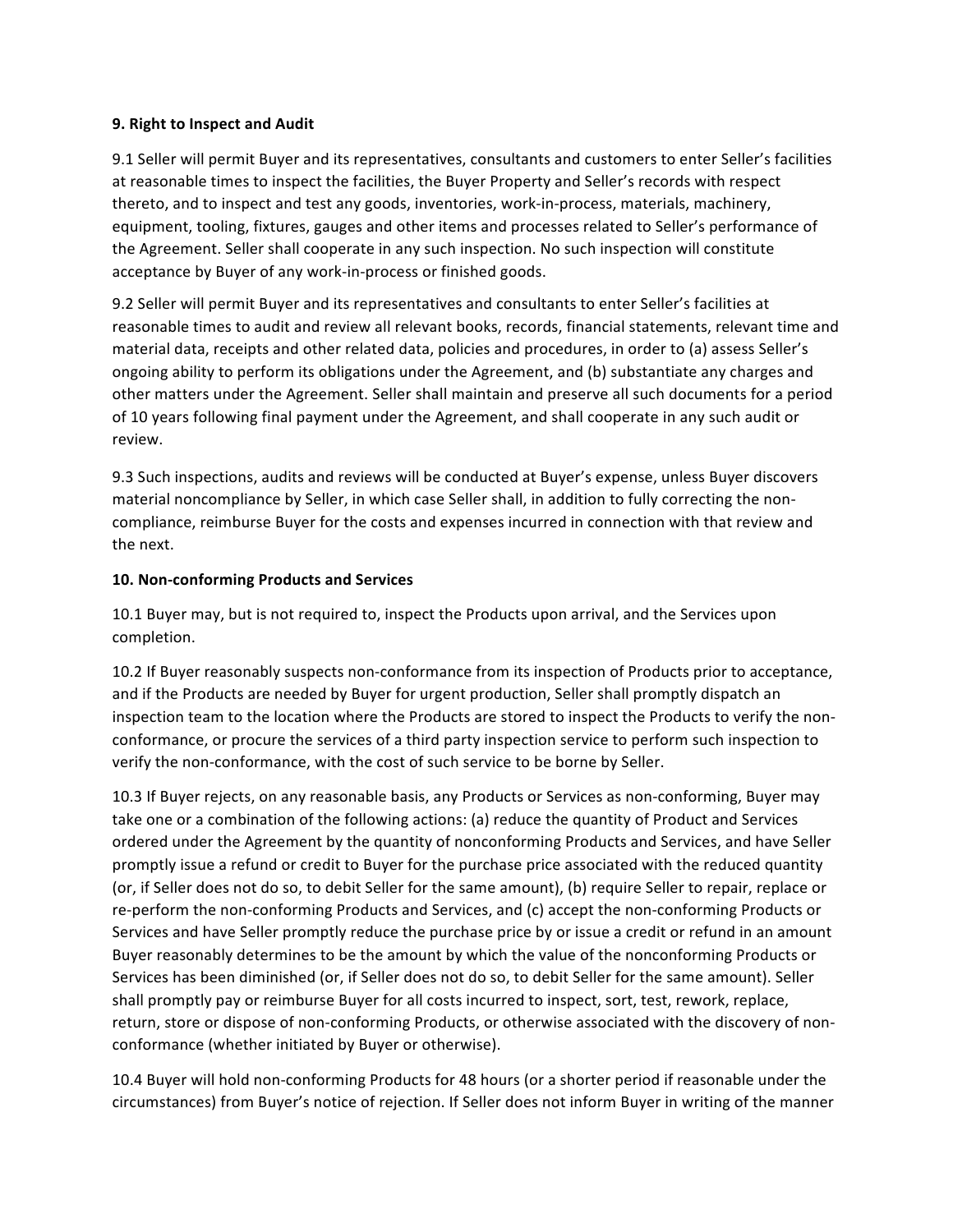**9. Right to Inspect and Audit**

9.1 Seller will permit Buyer and its representatives, consultants and customers to enter Seller's facilities at reasonable times to inspect the facilities, the Buyer Property and Seller's records with respect thereto, and to inspect and test any goods, inventories, work-in-process, materials, machinery, equipment, tooling, fixtures, gauges and other items and processes related to Seller's performance of the Agreement. Seller shall cooperate in any such inspection. No such inspection will constitute acceptance by Buyer of any work-in-process or finished goods.

9.2 Seller will permit Buyer and its representatives and consultants to enter Seller's facilities at reasonable times to audit and review all relevant books, records, financial statements, relevant time and material data, receipts and other related data, policies and procedures, in order to (a) assess Seller's ongoing ability to perform its obligations under the Agreement, and (b) substantiate any charges and other matters under the Agreement. Seller shall maintain and preserve all such documents for a period of 10 years following final payment under the Agreement, and shall cooperate in any such audit or review.

9.3 Such inspections, audits and reviews will be conducted at Buyer's expense, unless Buyer discovers material noncompliance by Seller, in which case Seller shall, in addition to fully correcting the non-compliance, reimburse Buyer for the costs and expenses incurred in connection with that review and the next.

**10. Non-conforming Products and Services**

10.1 Buyer may, but is not required to, inspect the Products upon arrival, and the Services upon completion.

10.2 If Buyer reasonably suspects non-conformance from its inspection of Products prior to acceptance, and if the Products are needed by Buyer for urgent production, Seller shall promptly dispatch an inspection team to the location where the Products are stored to inspect the Products to verify the non-conformance, or procure the services of a third party inspection service to perform such inspection to verify the non-conformance, with the cost of such service to be borne by Seller.

10.3 If Buyer rejects, on any reasonable basis, any Products or Services as non-conforming, Buyer may take one or a combination of the following actions: (a) reduce the quantity of Product and Services ordered under the Agreement by the quantity of nonconforming Products and Services, and have Seller promptly issue a refund or credit to Buyer for the purchase price associated with the reduced quantity (or, if Seller does not do so, to debit Seller for the same amount), (b) require Seller to repair, replace or re-perform the non-conforming Products and Services, and (c) accept the non-conforming Products or Services and have Seller promptly reduce the purchase price by or issue a credit or refund in an amount Buyer reasonably determines to be the amount by which the value of the nonconforming Products or Services has been diminished (or, if Seller does not do so, to debit Seller for the same amount). Seller shall promptly pay or reimburse Buyer for all costs incurred to inspect, sort, test, rework, replace, return, store or dispose of non-conforming Products, or otherwise associated with the discovery of non-conformance (whether initiated by Buyer or otherwise).

10.4 Buyer will hold non-conforming Products for 48 hours (or a shorter period if reasonable under the circumstances) from Buyer's notice of rejection. If Seller does not inform Buyer in writing of the manner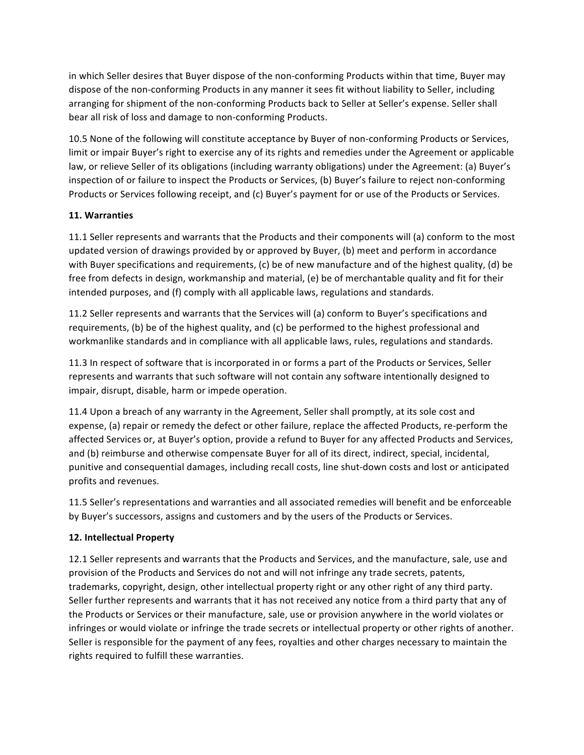in which Seller desires that Buyer dispose of the non-conforming Products within that time, Buyer may dispose of the non-conforming Products in any manner it sees fit without liability to Seller, including arranging for shipment of the non-conforming Products back to Seller at Seller's expense. Seller shall bear all risk of loss and damage to non-conforming Products.

10.5 None of the following will constitute acceptance by Buyer of non-conforming Products or Services, limit or impair Buyer's right to exercise any of its rights and remedies under the Agreement or applicable law, or relieve Seller of its obligations (including warranty obligations) under the Agreement: (a) Buyer's inspection of or failure to inspect the Products or Services, (b) Buyer's failure to reject non-conforming Products or Services following receipt, and (c) Buyer's payment for or use of the Products or Services.

**11. Warranties**

11.1 Seller represents and warrants that the Products and their components will (a) conform to the most updated version of drawings provided by or approved by Buyer, (b) meet and perform in accordance with Buyer specifications and requirements, (c) be of new manufacture and of the highest quality, (d) be free from defects in design, workmanship and material, (e) be of merchantable quality and fit for their intended purposes, and (f) comply with all applicable laws, regulations and standards.

11.2 Seller represents and warrants that the Services will (a) conform to Buyer's specifications and requirements, (b) be of the highest quality, and (c) be performed to the highest professional and workmanlike standards and in compliance with all applicable laws, rules, regulations and standards.

11.3 In respect of software that is incorporated in or forms a part of the Products or Services, Seller represents and warrants that such software will not contain any software intentionally designed to impair, disrupt, disable, harm or impede operation.

11.4 Upon a breach of any warranty in the Agreement, Seller shall promptly, at its sole cost and expense, (a) repair or remedy the defect or other failure, replace the affected Products, re-perform the affected Services or, at Buyer's option, provide a refund to Buyer for any affected Products and Services, and (b) reimburse and otherwise compensate Buyer for all of its direct, indirect, special, incidental, punitive and consequential damages, including recall costs, line shut-down costs and lost or anticipated profits and revenues.

11.5 Seller's representations and warranties and all associated remedies will benefit and be enforceable by Buyer's successors, assigns and customers and by the users of the Products or Services.

**12. Intellectual Property**

12.1 Seller represents and warrants that the Products and Services, and the manufacture, sale, use and provision of the Products and Services do not and will not infringe any trade secrets, patents, trademarks, copyright, design, other intellectual property right or any other right of any third party. Seller further represents and warrants that it has not received any notice from a third party that any of the Products or Services or their manufacture, sale, use or provision anywhere in the world violates or infringes or would violate or infringe the trade secrets or intellectual property or other rights of another. Seller is responsible for the payment of any fees, royalties and other charges necessary to maintain the rights required to fulfill these warranties.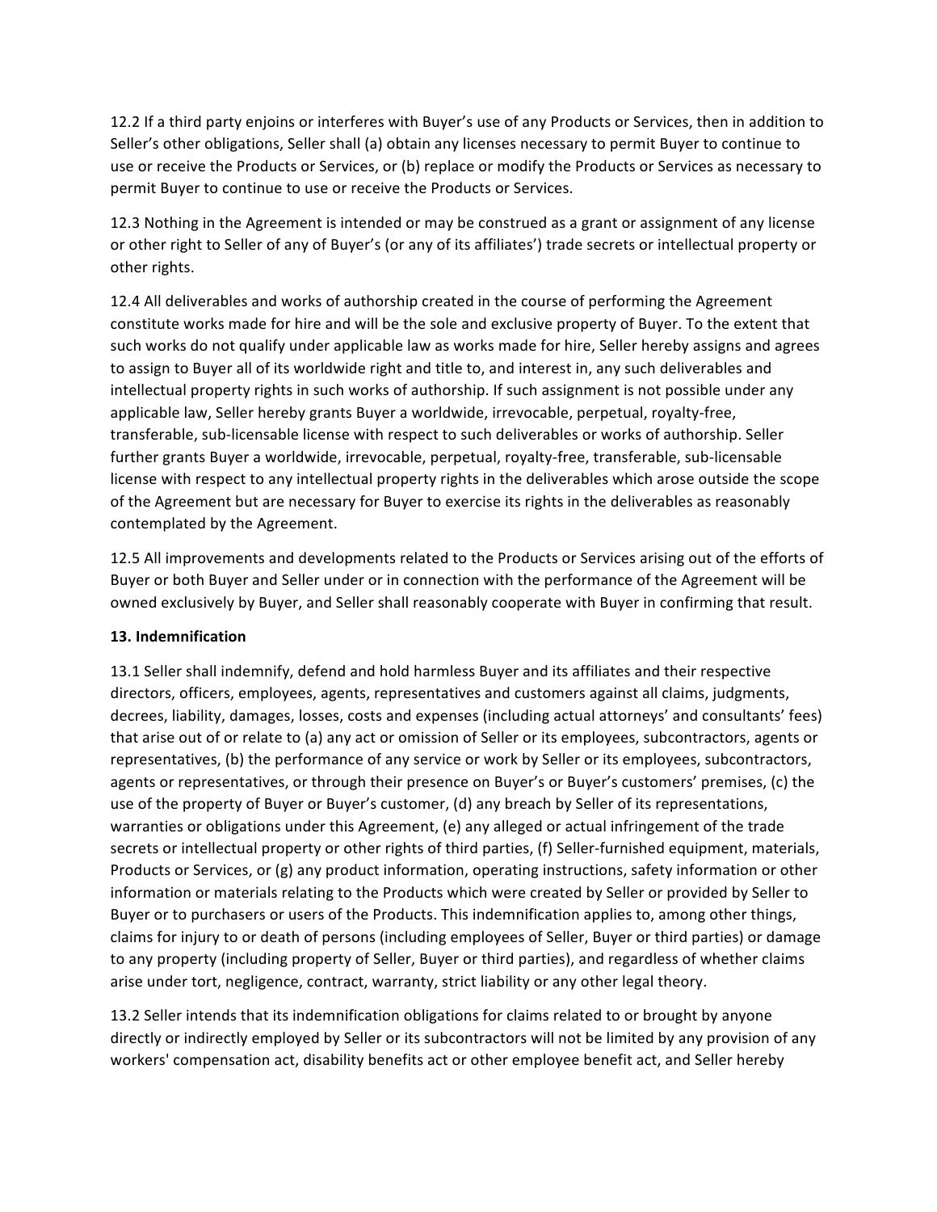12.2 If a third party enjoins or interferes with Buyer's use of any Products or Services, then in addition to Seller's other obligations, Seller shall (a) obtain any licenses necessary to permit Buyer to continue to use or receive the Products or Services, or (b) replace or modify the Products or Services as necessary to permit Buyer to continue to use or receive the Products or Services.

12.3 Nothing in the Agreement is intended or may be construed as a grant or assignment of any license or other right to Seller of any of Buyer's (or any of its affiliates') trade secrets or intellectual property or other rights.

12.4 All deliverables and works of authorship created in the course of performing the Agreement constitute works made for hire and will be the sole and exclusive property of Buyer. To the extent that such works do not qualify under applicable law as works made for hire, Seller hereby assigns and agrees to assign to Buyer all of its worldwide right and title to, and interest in, any such deliverables and intellectual property rights in such works of authorship. If such assignment is not possible under any applicable law, Seller hereby grants Buyer a worldwide, irrevocable, perpetual, royalty-free, transferable, sub-licensable license with respect to such deliverables or works of authorship. Seller further grants Buyer a worldwide, irrevocable, perpetual, royalty-free, transferable, sub-licensable license with respect to any intellectual property rights in the deliverables which arose outside the scope of the Agreement but are necessary for Buyer to exercise its rights in the deliverables as reasonably contemplated by the Agreement.

12.5 All improvements and developments related to the Products or Services arising out of the efforts of Buyer or both Buyer and Seller under or in connection with the performance of the Agreement will be owned exclusively by Buyer, and Seller shall reasonably cooperate with Buyer in confirming that result.

**13. Indemnification**

13.1 Seller shall indemnify, defend and hold harmless Buyer and its affiliates and their respective directors, officers, employees, agents, representatives and customers against all claims, judgments, decrees, liability, damages, losses, costs and expenses (including actual attorneys' and consultants' fees) that arise out of or relate to (a) any act or omission of Seller or its employees, subcontractors, agents or representatives, (b) the performance of any service or work by Seller or its employees, subcontractors, agents or representatives, or through their presence on Buyer's or Buyer's customers' premises, (c) the use of the property of Buyer or Buyer's customer, (d) any breach by Seller of its representations, warranties or obligations under this Agreement, (e) any alleged or actual infringement of the trade secrets or intellectual property or other rights of third parties, (f) Seller-furnished equipment, materials, Products or Services, or (g) any product information, operating instructions, safety information or other information or materials relating to the Products which were created by Seller or provided by Seller to Buyer or to purchasers or users of the Products. This indemnification applies to, among other things, claims for injury to or death of persons (including employees of Seller, Buyer or third parties) or damage to any property (including property of Seller, Buyer or third parties), and regardless of whether claims arise under tort, negligence, contract, warranty, strict liability or any other legal theory.

13.2 Seller intends that its indemnification obligations for claims related to or brought by anyone directly or indirectly employed by Seller or its subcontractors will not be limited by any provision of any workers' compensation act, disability benefits act or other employee benefit act, and Seller hereby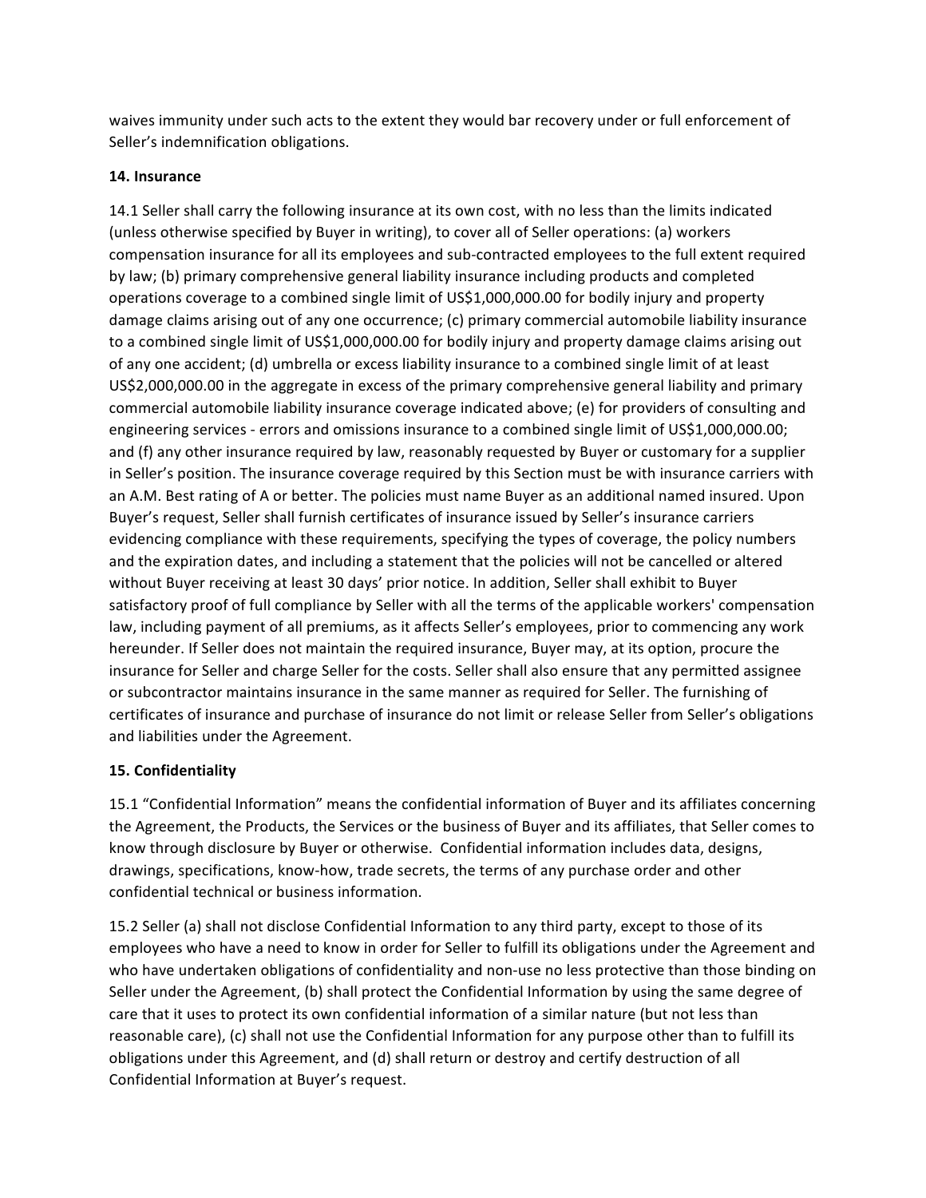waives immunity under such acts to the extent they would bar recovery under or full enforcement of Seller's indemnification obligations.

**14. Insurance**

14.1 Seller shall carry the following insurance at its own cost, with no less than the limits indicated (unless otherwise specified by Buyer in writing), to cover all of Seller operations: (a) workers compensation insurance for all its employees and sub-contracted employees to the full extent required by law; (b) primary comprehensive general liability insurance including products and completed operations coverage to a combined single limit of US$1,000,000.00 for bodily injury and property damage claims arising out of any one occurrence; (c) primary commercial automobile liability insurance to a combined single limit of US$1,000,000.00 for bodily injury and property damage claims arising out of any one accident; (d) umbrella or excess liability insurance to a combined single limit of at least US$2,000,000.00 in the aggregate in excess of the primary comprehensive general liability and primary commercial automobile liability insurance coverage indicated above; (e) for providers of consulting and engineering services - errors and omissions insurance to a combined single limit of US$1,000,000.00; and (f) any other insurance required by law, reasonably requested by Buyer or customary for a supplier in Seller's position. The insurance coverage required by this Section must be with insurance carriers with an A.M. Best rating of A or better. The policies must name Buyer as an additional named insured. Upon Buyer's request, Seller shall furnish certificates of insurance issued by Seller's insurance carriers evidencing compliance with these requirements, specifying the types of coverage, the policy numbers and the expiration dates, and including a statement that the policies will not be cancelled or altered without Buyer receiving at least 30 days' prior notice. In addition, Seller shall exhibit to Buyer satisfactory proof of full compliance by Seller with all the terms of the applicable workers' compensation law, including payment of all premiums, as it affects Seller's employees, prior to commencing any work hereunder. If Seller does not maintain the required insurance, Buyer may, at its option, procure the insurance for Seller and charge Seller for the costs. Seller shall also ensure that any permitted assignee or subcontractor maintains insurance in the same manner as required for Seller. The furnishing of certificates of insurance and purchase of insurance do not limit or release Seller from Seller's obligations and liabilities under the Agreement.

**15. Confidentiality**

15.1 "Confidential Information" means the confidential information of Buyer and its affiliates concerning the Agreement, the Products, the Services or the business of Buyer and its affiliates, that Seller comes to know through disclosure by Buyer or otherwise. Confidential information includes data, designs, drawings, specifications, know-how, trade secrets, the terms of any purchase order and other confidential technical or business information.

15.2 Seller (a) shall not disclose Confidential Information to any third party, except to those of its employees who have a need to know in order for Seller to fulfill its obligations under the Agreement and who have undertaken obligations of confidentiality and non-use no less protective than those binding on Seller under the Agreement, (b) shall protect the Confidential Information by using the same degree of care that it uses to protect its own confidential information of a similar nature (but not less than reasonable care), (c) shall not use the Confidential Information for any purpose other than to fulfill its obligations under this Agreement, and (d) shall return or destroy and certify destruction of all Confidential Information at Buyer's request.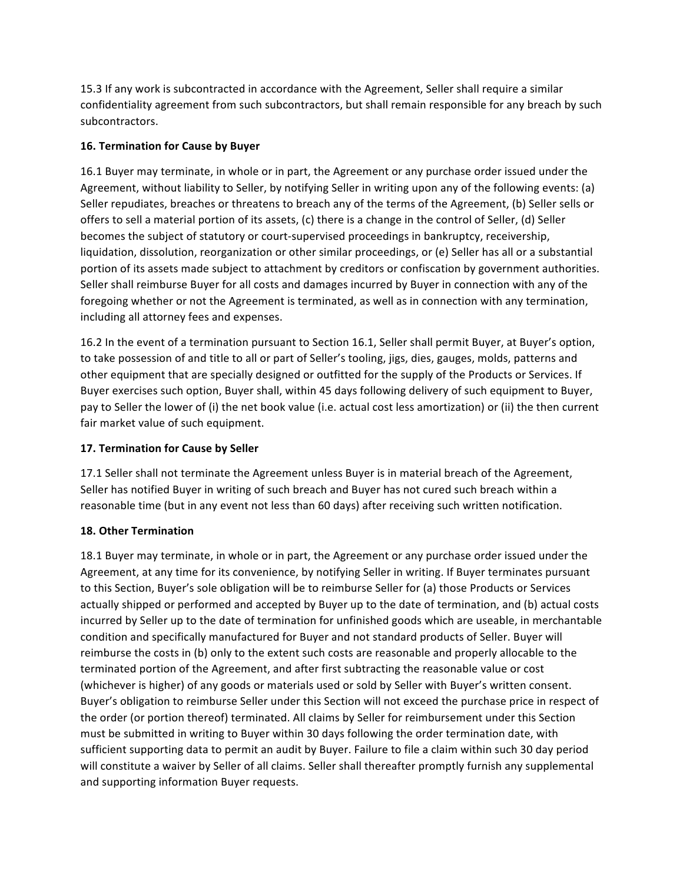15.3 If any work is subcontracted in accordance with the Agreement, Seller shall require a similar confidentiality agreement from such subcontractors, but shall remain responsible for any breach by such subcontractors.

**16. Termination for Cause by Buyer**

16.1 Buyer may terminate, in whole or in part, the Agreement or any purchase order issued under the Agreement, without liability to Seller, by notifying Seller in writing upon any of the following events: (a) Seller repudiates, breaches or threatens to breach any of the terms of the Agreement, (b) Seller sells or offers to sell a material portion of its assets, (c) there is a change in the control of Seller, (d) Seller becomes the subject of statutory or court-supervised proceedings in bankruptcy, receivership, liquidation, dissolution, reorganization or other similar proceedings, or (e) Seller has all or a substantial portion of its assets made subject to attachment by creditors or confiscation by government authorities. Seller shall reimburse Buyer for all costs and damages incurred by Buyer in connection with any of the foregoing whether or not the Agreement is terminated, as well as in connection with any termination, including all attorney fees and expenses.

16.2 In the event of a termination pursuant to Section 16.1, Seller shall permit Buyer, at Buyer's option, to take possession of and title to all or part of Seller's tooling, jigs, dies, gauges, molds, patterns and other equipment that are specially designed or outfitted for the supply of the Products or Services. If Buyer exercises such option, Buyer shall, within 45 days following delivery of such equipment to Buyer, pay to Seller the lower of (i) the net book value (i.e. actual cost less amortization) or (ii) the then current fair market value of such equipment.

**17. Termination for Cause by Seller**

17.1 Seller shall not terminate the Agreement unless Buyer is in material breach of the Agreement, Seller has notified Buyer in writing of such breach and Buyer has not cured such breach within a reasonable time (but in any event not less than 60 days) after receiving such written notification.

**18. Other Termination**

18.1 Buyer may terminate, in whole or in part, the Agreement or any purchase order issued under the Agreement, at any time for its convenience, by notifying Seller in writing. If Buyer terminates pursuant to this Section, Buyer's sole obligation will be to reimburse Seller for (a) those Products or Services actually shipped or performed and accepted by Buyer up to the date of termination, and (b) actual costs incurred by Seller up to the date of termination for unfinished goods which are useable, in merchantable condition and specifically manufactured for Buyer and not standard products of Seller. Buyer will reimburse the costs in (b) only to the extent such costs are reasonable and properly allocable to the terminated portion of the Agreement, and after first subtracting the reasonable value or cost (whichever is higher) of any goods or materials used or sold by Seller with Buyer's written consent. Buyer's obligation to reimburse Seller under this Section will not exceed the purchase price in respect of the order (or portion thereof) terminated. All claims by Seller for reimbursement under this Section must be submitted in writing to Buyer within 30 days following the order termination date, with sufficient supporting data to permit an audit by Buyer. Failure to file a claim within such 30 day period will constitute a waiver by Seller of all claims. Seller shall thereafter promptly furnish any supplemental and supporting information Buyer requests.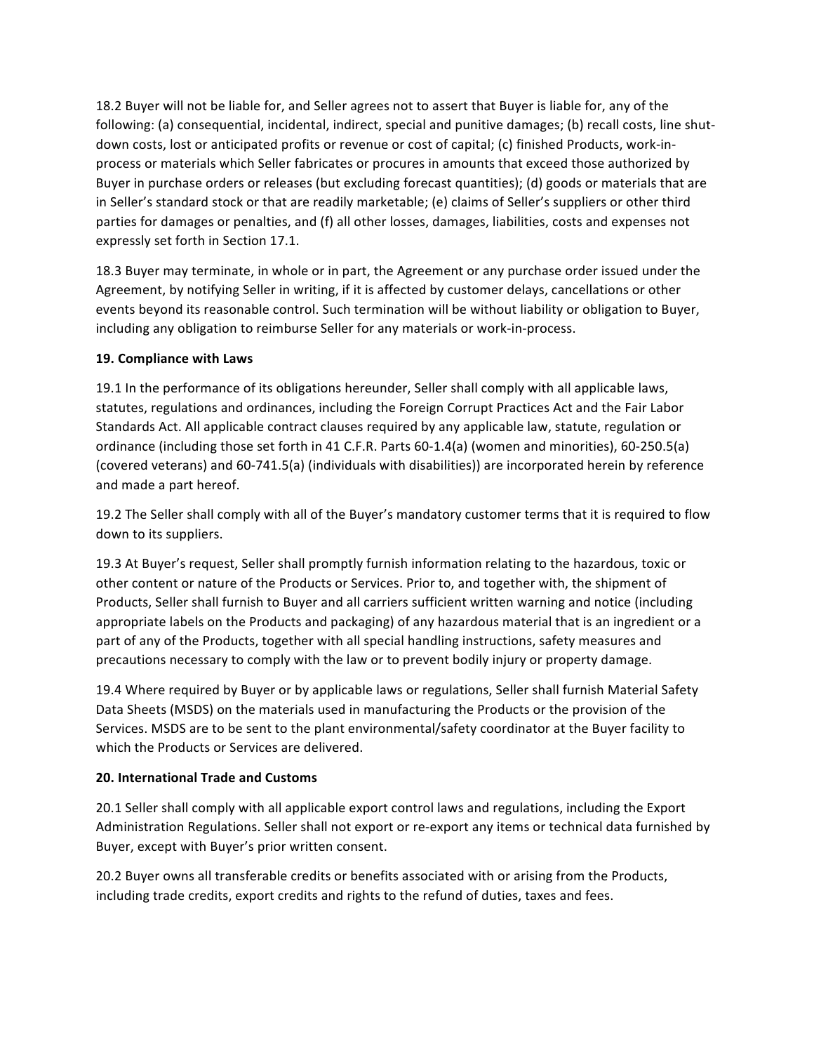18.2 Buyer will not be liable for, and Seller agrees not to assert that Buyer is liable for, any of the following: (a) consequential, incidental, indirect, special and punitive damages; (b) recall costs, line shut-down costs, lost or anticipated profits or revenue or cost of capital; (c) finished Products, work-in-process or materials which Seller fabricates or procures in amounts that exceed those authorized by Buyer in purchase orders or releases (but excluding forecast quantities); (d) goods or materials that are in Seller's standard stock or that are readily marketable; (e) claims of Seller's suppliers or other third parties for damages or penalties, and (f) all other losses, damages, liabilities, costs and expenses not expressly set forth in Section 17.1.

18.3 Buyer may terminate, in whole or in part, the Agreement or any purchase order issued under the Agreement, by notifying Seller in writing, if it is affected by customer delays, cancellations or other events beyond its reasonable control. Such termination will be without liability or obligation to Buyer, including any obligation to reimburse Seller for any materials or work-in-process.

**19. Compliance with Laws**

19.1 In the performance of its obligations hereunder, Seller shall comply with all applicable laws, statutes, regulations and ordinances, including the Foreign Corrupt Practices Act and the Fair Labor Standards Act. All applicable contract clauses required by any applicable law, statute, regulation or ordinance (including those set forth in 41 C.F.R. Parts 60-1.4(a) (women and minorities), 60-250.5(a) (covered veterans) and 60-741.5(a) (individuals with disabilities)) are incorporated herein by reference and made a part hereof.

19.2 The Seller shall comply with all of the Buyer's mandatory customer terms that it is required to flow down to its suppliers.

19.3 At Buyer's request, Seller shall promptly furnish information relating to the hazardous, toxic or other content or nature of the Products or Services. Prior to, and together with, the shipment of Products, Seller shall furnish to Buyer and all carriers sufficient written warning and notice (including appropriate labels on the Products and packaging) of any hazardous material that is an ingredient or a part of any of the Products, together with all special handling instructions, safety measures and precautions necessary to comply with the law or to prevent bodily injury or property damage.

19.4 Where required by Buyer or by applicable laws or regulations, Seller shall furnish Material Safety Data Sheets (MSDS) on the materials used in manufacturing the Products or the provision of the Services. MSDS are to be sent to the plant environmental/safety coordinator at the Buyer facility to which the Products or Services are delivered.

**20. International Trade and Customs**

20.1 Seller shall comply with all applicable export control laws and regulations, including the Export Administration Regulations. Seller shall not export or re-export any items or technical data furnished by Buyer, except with Buyer's prior written consent.

20.2 Buyer owns all transferable credits or benefits associated with or arising from the Products, including trade credits, export credits and rights to the refund of duties, taxes and fees.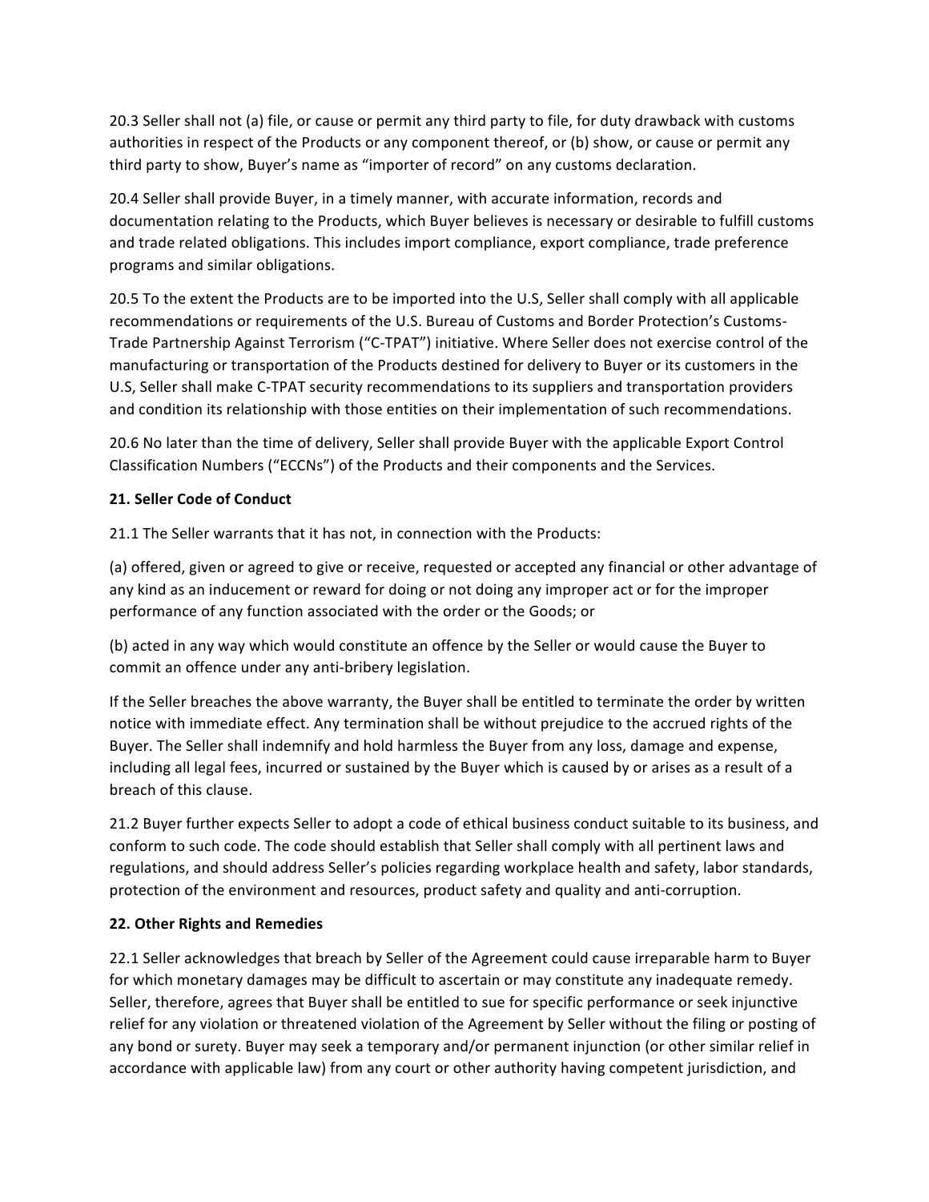20.3 Seller shall not (a) file, or cause or permit any third party to file, for duty drawback with customs authorities in respect of the Products or any component thereof, or (b) show, or cause or permit any third party to show, Buyer's name as "importer of record" on any customs declaration.

20.4 Seller shall provide Buyer, in a timely manner, with accurate information, records and documentation relating to the Products, which Buyer believes is necessary or desirable to fulfill customs and trade related obligations. This includes import compliance, export compliance, trade preference programs and similar obligations.

20.5 To the extent the Products are to be imported into the U.S, Seller shall comply with all applicable recommendations or requirements of the U.S. Bureau of Customs and Border Protection's Customs-Trade Partnership Against Terrorism ("C-TPAT") initiative. Where Seller does not exercise control of the manufacturing or transportation of the Products destined for delivery to Buyer or its customers in the U.S, Seller shall make C-TPAT security recommendations to its suppliers and transportation providers and condition its relationship with those entities on their implementation of such recommendations.

20.6 No later than the time of delivery, Seller shall provide Buyer with the applicable Export Control Classification Numbers ("ECCNs") of the Products and their components and the Services.

**21. Seller Code of Conduct**

21.1 The Seller warrants that it has not, in connection with the Products:

(a) offered, given or agreed to give or receive, requested or accepted any financial or other advantage of any kind as an inducement or reward for doing or not doing any improper act or for the improper performance of any function associated with the order or the Goods; or

(b) acted in any way which would constitute an offence by the Seller or would cause the Buyer to commit an offence under any anti-bribery legislation.

If the Seller breaches the above warranty, the Buyer shall be entitled to terminate the order by written notice with immediate effect. Any termination shall be without prejudice to the accrued rights of the Buyer. The Seller shall indemnify and hold harmless the Buyer from any loss, damage and expense, including all legal fees, incurred or sustained by the Buyer which is caused by or arises as a result of a breach of this clause.

21.2 Buyer further expects Seller to adopt a code of ethical business conduct suitable to its business, and conform to such code. The code should establish that Seller shall comply with all pertinent laws and regulations, and should address Seller's policies regarding workplace health and safety, labor standards, protection of the environment and resources, product safety and quality and anti-corruption.

**22. Other Rights and Remedies**

22.1 Seller acknowledges that breach by Seller of the Agreement could cause irreparable harm to Buyer for which monetary damages may be difficult to ascertain or may constitute any inadequate remedy. Seller, therefore, agrees that Buyer shall be entitled to sue for specific performance or seek injunctive relief for any violation or threatened violation of the Agreement by Seller without the filing or posting of any bond or surety. Buyer may seek a temporary and/or permanent injunction (or other similar relief in accordance with applicable law) from any court or other authority having competent jurisdiction, and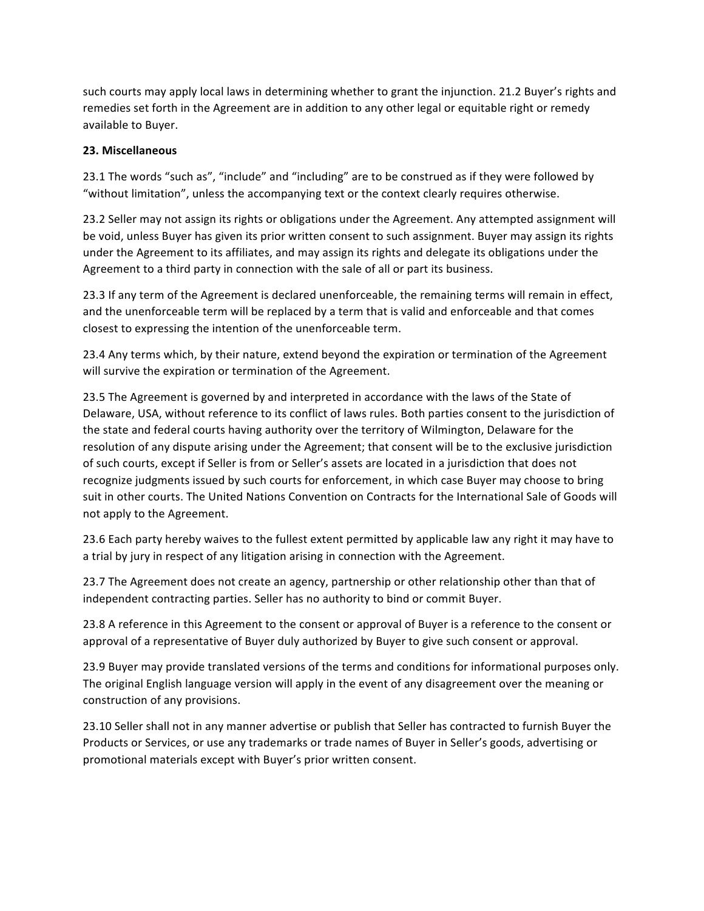such courts may apply local laws in determining whether to grant the injunction. 21.2 Buyer's rights and remedies set forth in the Agreement are in addition to any other legal or equitable right or remedy available to Buyer.

**23. Miscellaneous**

23.1 The words "such as", "include" and "including" are to be construed as if they were followed by "without limitation", unless the accompanying text or the context clearly requires otherwise.

23.2 Seller may not assign its rights or obligations under the Agreement. Any attempted assignment will be void, unless Buyer has given its prior written consent to such assignment. Buyer may assign its rights under the Agreement to its affiliates, and may assign its rights and delegate its obligations under the Agreement to a third party in connection with the sale of all or part its business.

23.3 If any term of the Agreement is declared unenforceable, the remaining terms will remain in effect, and the unenforceable term will be replaced by a term that is valid and enforceable and that comes closest to expressing the intention of the unenforceable term.

23.4 Any terms which, by their nature, extend beyond the expiration or termination of the Agreement will survive the expiration or termination of the Agreement.

23.5 The Agreement is governed by and interpreted in accordance with the laws of the State of Delaware, USA, without reference to its conflict of laws rules. Both parties consent to the jurisdiction of the state and federal courts having authority over the territory of Wilmington, Delaware for the resolution of any dispute arising under the Agreement; that consent will be to the exclusive jurisdiction of such courts, except if Seller is from or Seller's assets are located in a jurisdiction that does not recognize judgments issued by such courts for enforcement, in which case Buyer may choose to bring suit in other courts. The United Nations Convention on Contracts for the International Sale of Goods will not apply to the Agreement.

23.6 Each party hereby waives to the fullest extent permitted by applicable law any right it may have to a trial by jury in respect of any litigation arising in connection with the Agreement.

23.7 The Agreement does not create an agency, partnership or other relationship other than that of independent contracting parties. Seller has no authority to bind or commit Buyer.

23.8 A reference in this Agreement to the consent or approval of Buyer is a reference to the consent or approval of a representative of Buyer duly authorized by Buyer to give such consent or approval.

23.9 Buyer may provide translated versions of the terms and conditions for informational purposes only. The original English language version will apply in the event of any disagreement over the meaning or construction of any provisions.

23.10 Seller shall not in any manner advertise or publish that Seller has contracted to furnish Buyer the Products or Services, or use any trademarks or trade names of Buyer in Seller's goods, advertising or promotional materials except with Buyer's prior written consent.